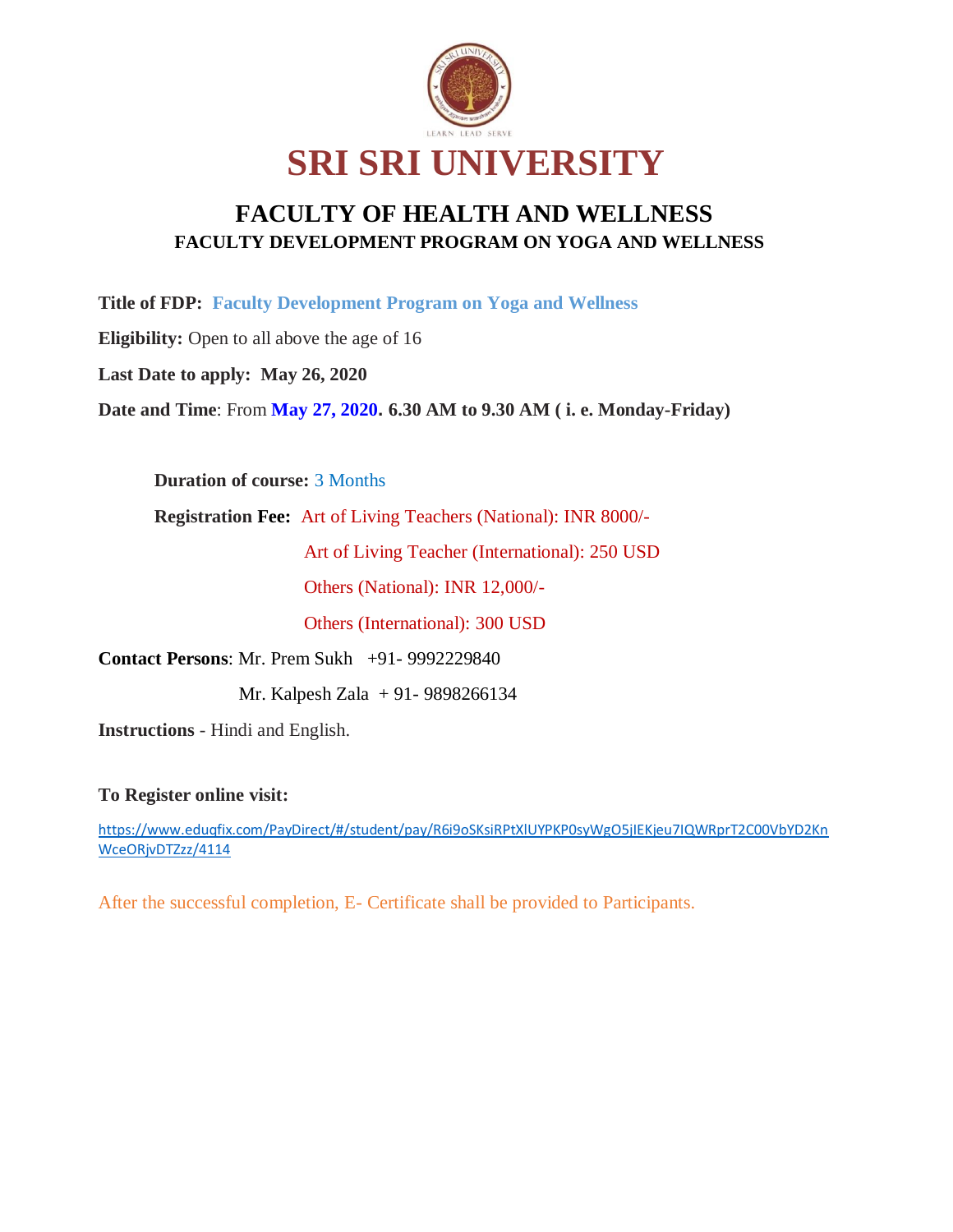# SRI SRI UNIVERSITY

## FACULTY OF HEALTH AND WELLNESS

### FACULTY DEVELOPMENT PROGRAM ON YOGA AND WELLNESS

**Title of FDP:** **Faculty Development Program on Yoga and Wellness**

**Eligibility:** Open to all above the age of 16

**Last Date to apply:** **May 26, 2020**

**Date and Time**: From **May 27, 2020. 6.30 AM to 9.30 AM ( i. e. Monday-Friday)**

**Duration of course:** 3 Months

**Registration Fee:** Art of Living Teachers (National): INR 8000/-

Art of Living Teacher (International): 250 USD

Others (National): INR 12,000/-

Others (International): 300 USD

**Contact Persons**: Mr. Prem Sukh +91- 9992229840

Mr. Kalpesh Zala + 91- 9898266134

**Instructions** - Hindi and English.

**To Register online visit:**

https://www.eduqfix.com/PayDirect/#/student/pay/R6i9oSKsiRPtXlUYPKP0syWgO5jIEKjeu7IQWRprT2C00VbYD2KnWceORjvDTZzz/4114

After the successful completion, E- Certificate shall be provided to Participants.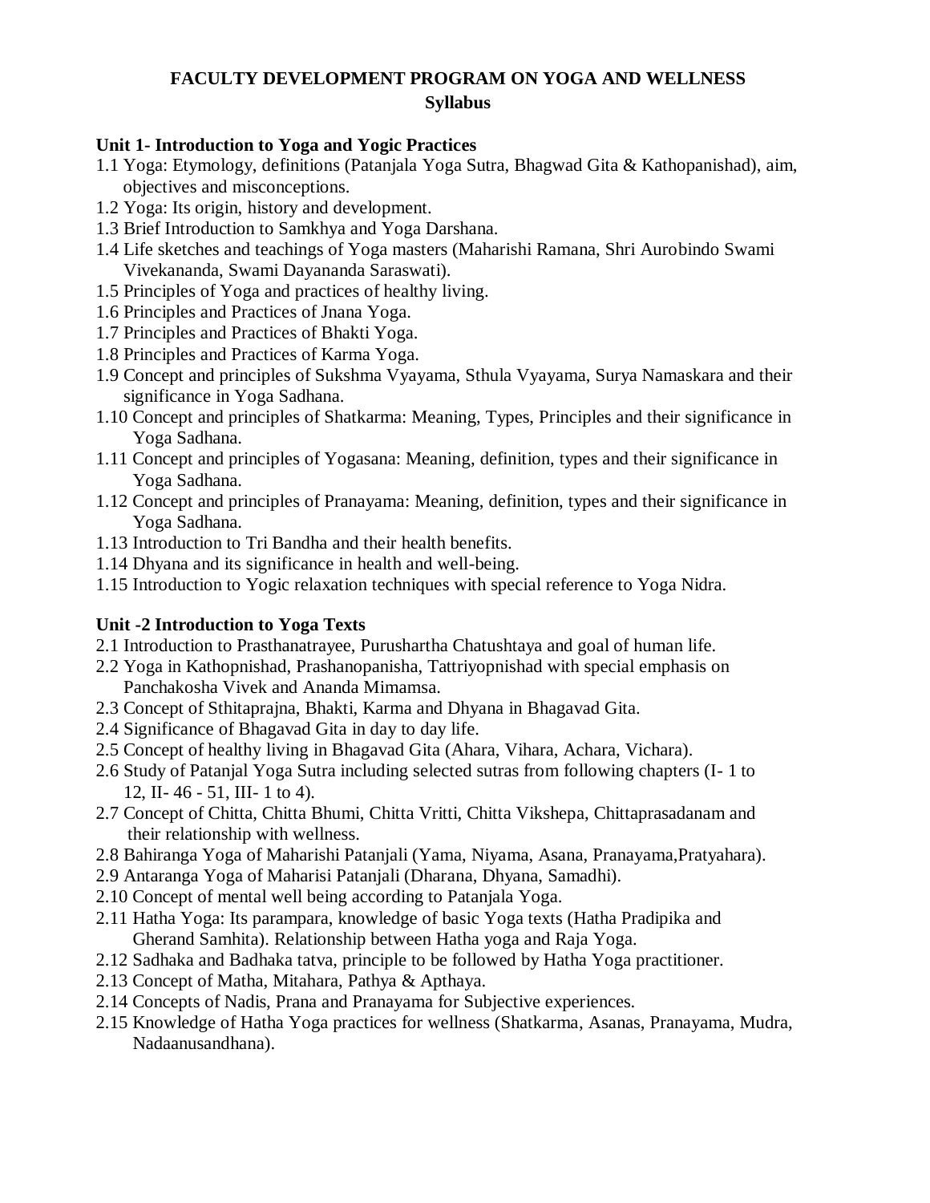# FACULTY DEVELOPMENT PROGRAM ON YOGA AND WELLNESS

## Syllabus

### Unit 1- Introduction to Yoga and Yogic Practices

1.1 Yoga: Etymology, definitions (Patanjala Yoga Sutra, Bhagwad Gita & Kathopanishad), aim, objectives and misconceptions.
1.2 Yoga: Its origin, history and development.
1.3 Brief Introduction to Samkhya and Yoga Darshana.
1.4 Life sketches and teachings of Yoga masters (Maharishi Ramana, Shri Aurobindo Swami Vivekananda, Swami Dayananda Saraswati).
1.5 Principles of Yoga and practices of healthy living.
1.6 Principles and Practices of Jnana Yoga.
1.7 Principles and Practices of Bhakti Yoga.
1.8 Principles and Practices of Karma Yoga.
1.9 Concept and principles of Sukshma Vyayama, Sthula Vyayama, Surya Namaskara and their significance in Yoga Sadhana.
1.10 Concept and principles of Shatkarma: Meaning, Types, Principles and their significance in Yoga Sadhana.
1.11 Concept and principles of Yogasana: Meaning, definition, types and their significance in Yoga Sadhana.
1.12 Concept and principles of Pranayama: Meaning, definition, types and their significance in Yoga Sadhana.
1.13 Introduction to Tri Bandha and their health benefits.
1.14 Dhyana and its significance in health and well-being.
1.15 Introduction to Yogic relaxation techniques with special reference to Yoga Nidra.

### Unit -2 Introduction to Yoga Texts

2.1 Introduction to Prasthanatrayee, Purushartha Chatushtaya and goal of human life.
2.2 Yoga in Kathopnishad, Prashanopanisha, Tattriyopnishad with special emphasis on Panchakosha Vivek and Ananda Mimamsa.
2.3 Concept of Sthitaprajna, Bhakti, Karma and Dhyana in Bhagavad Gita.
2.4 Significance of Bhagavad Gita in day to day life.
2.5 Concept of healthy living in Bhagavad Gita (Ahara, Vihara, Achara, Vichara).
2.6 Study of Patanjal Yoga Sutra including selected sutras from following chapters (I- 1 to 12, II- 46 - 51, III- 1 to 4).
2.7 Concept of Chitta, Chitta Bhumi, Chitta Vritti, Chitta Vikshepa, Chittaprasadanam and their relationship with wellness.
2.8 Bahiranga Yoga of Maharishi Patanjali (Yama, Niyama, Asana, Pranayama,Pratyahara).
2.9 Antaranga Yoga of Maharisi Patanjali (Dharana, Dhyana, Samadhi).
2.10 Concept of mental well being according to Patanjala Yoga.
2.11 Hatha Yoga: Its parampara, knowledge of basic Yoga texts (Hatha Pradipika and Gherand Samhita). Relationship between Hatha yoga and Raja Yoga.
2.12 Sadhaka and Badhaka tatva, principle to be followed by Hatha Yoga practitioner.
2.13 Concept of Matha, Mitahara, Pathya & Apthaya.
2.14 Concepts of Nadis, Prana and Pranayama for Subjective experiences.
2.15 Knowledge of Hatha Yoga practices for wellness (Shatkarma, Asanas, Pranayama, Mudra, Nadaanusandhana).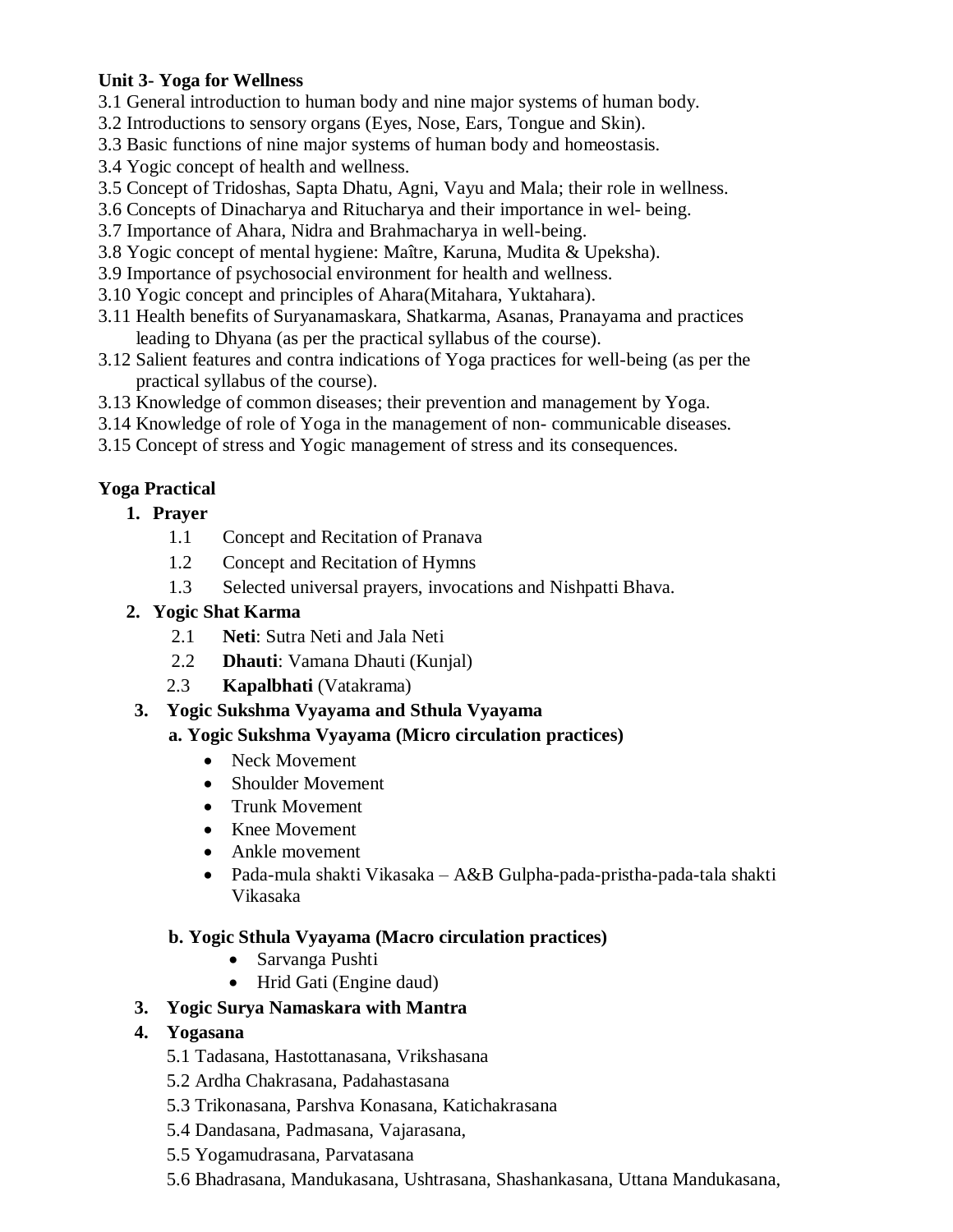**Unit 3- Yoga for Wellness**

3.1 General introduction to human body and nine major systems of human body.
3.2 Introductions to sensory organs (Eyes, Nose, Ears, Tongue and Skin).
3.3 Basic functions of nine major systems of human body and homeostasis.
3.4 Yogic concept of health and wellness.
3.5 Concept of Tridoshas, Sapta Dhatu, Agni, Vayu and Mala; their role in wellness.
3.6 Concepts of Dinacharya and Ritucharya and their importance in wel- being.
3.7 Importance of Ahara, Nidra and Brahmacharya in well-being.
3.8 Yogic concept of mental hygiene: Maître, Karuna, Mudita & Upeksha).
3.9 Importance of psychosocial environment for health and wellness.
3.10 Yogic concept and principles of Ahara(Mitahara, Yuktahara).
3.11 Health benefits of Suryanamaskara, Shatkarma, Asanas, Pranayama and practices leading to Dhyana (as per the practical syllabus of the course).
3.12 Salient features and contra indications of Yoga practices for well-being (as per the practical syllabus of the course).
3.13 Knowledge of common diseases; their prevention and management by Yoga.
3.14 Knowledge of role of Yoga in the management of non- communicable diseases.
3.15 Concept of stress and Yogic management of stress and its consequences.

**Yoga Practical**

1. **Prayer**
   - 1.1 Concept and Recitation of Pranava
   - 1.2 Concept and Recitation of Hymns
   - 1.3 Selected universal prayers, invocations and Nishpatti Bhava.
2. **Yogic Shat Karma**
   - 2.1 **Neti**: Sutra Neti and Jala Neti
   - 2.2 **Dhauti**: Vamana Dhauti (Kunjal)
   - 2.3 **Kapalbhati** (Vatakrama)

3. **Yogic Sukshma Vyayama and Sthula Vyayama**

   **a. Yogic Sukshma Vyayama (Micro circulation practices)**
   - Neck Movement
   - Shoulder Movement
   - Trunk Movement
   - Knee Movement
   - Ankle movement
   - Pada-mula shakti Vikasaka – A&B Gulpha-pada-pristha-pada-tala shakti Vikasaka

   **b. Yogic Sthula Vyayama (Macro circulation practices)**
   - Sarvanga Pushti
   - Hrid Gati (Engine daud)

3. **Yogic Surya Namaskara with Mantra**

4. **Yogasana**
   - 5.1 Tadasana, Hastottanasana, Vrikshasana
   - 5.2 Ardha Chakrasana, Padahastasana
   - 5.3 Trikonasana, Parshva Konasana, Katichakrasana
   - 5.4 Dandasana, Padmasana, Vajarasana,
   - 5.5 Yogamudrasana, Parvatasana
   - 5.6 Bhadrasana, Mandukasana, Ushtrasana, Shashankasana, Uttana Mandukasana,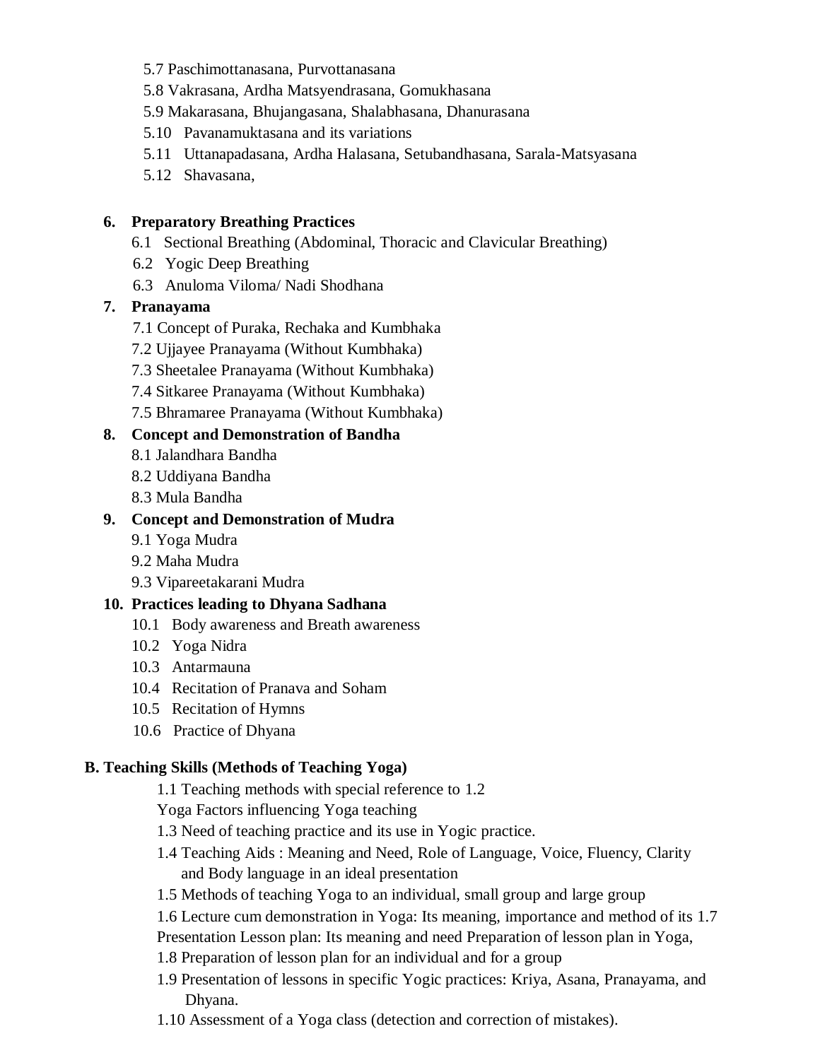5.7 Paschimottanasana, Purvottanasana
5.8 Vakrasana, Ardha Matsyendrasana, Gomukhasana
5.9 Makarasana, Bhujangasana, Shalabhasana, Dhanurasana
5.10 Pavanamuktasana and its variations
5.11 Uttanapadasana, Ardha Halasana, Setubandhasana, Sarala-Matsyasana
5.12 Shavasana,

**6. Preparatory Breathing Practices**

6.1 Sectional Breathing (Abdominal, Thoracic and Clavicular Breathing)
6.2 Yogic Deep Breathing
6.3 Anuloma Viloma/ Nadi Shodhana

**7. Pranayama**

7.1 Concept of Puraka, Rechaka and Kumbhaka
7.2 Ujjayee Pranayama (Without Kumbhaka)
7.3 Sheetalee Pranayama (Without Kumbhaka)
7.4 Sitkaree Pranayama (Without Kumbhaka)
7.5 Bhramaree Pranayama (Without Kumbhaka)

**8. Concept and Demonstration of Bandha**

8.1 Jalandhara Bandha
8.2 Uddiyana Bandha
8.3 Mula Bandha

**9. Concept and Demonstration of Mudra**

9.1 Yoga Mudra
9.2 Maha Mudra
9.3 Vipareetakarani Mudra

**10. Practices leading to Dhyana Sadhana**

10.1 Body awareness and Breath awareness
10.2 Yoga Nidra
10.3 Antarmauna
10.4 Recitation of Pranava and Soham
10.5 Recitation of Hymns
10.6 Practice of Dhyana

**B. Teaching Skills (Methods of Teaching Yoga)**

1.1 Teaching methods with special reference to 1.2
Yoga Factors influencing Yoga teaching
1.3 Need of teaching practice and its use in Yogic practice.
1.4 Teaching Aids : Meaning and Need, Role of Language, Voice, Fluency, Clarity and Body language in an ideal presentation
1.5 Methods of teaching Yoga to an individual, small group and large group
1.6 Lecture cum demonstration in Yoga: Its meaning, importance and method of its 1.7
Presentation Lesson plan: Its meaning and need Preparation of lesson plan in Yoga,
1.8 Preparation of lesson plan for an individual and for a group
1.9 Presentation of lessons in specific Yogic practices: Kriya, Asana, Pranayama, and Dhyana.
1.10 Assessment of a Yoga class (detection and correction of mistakes).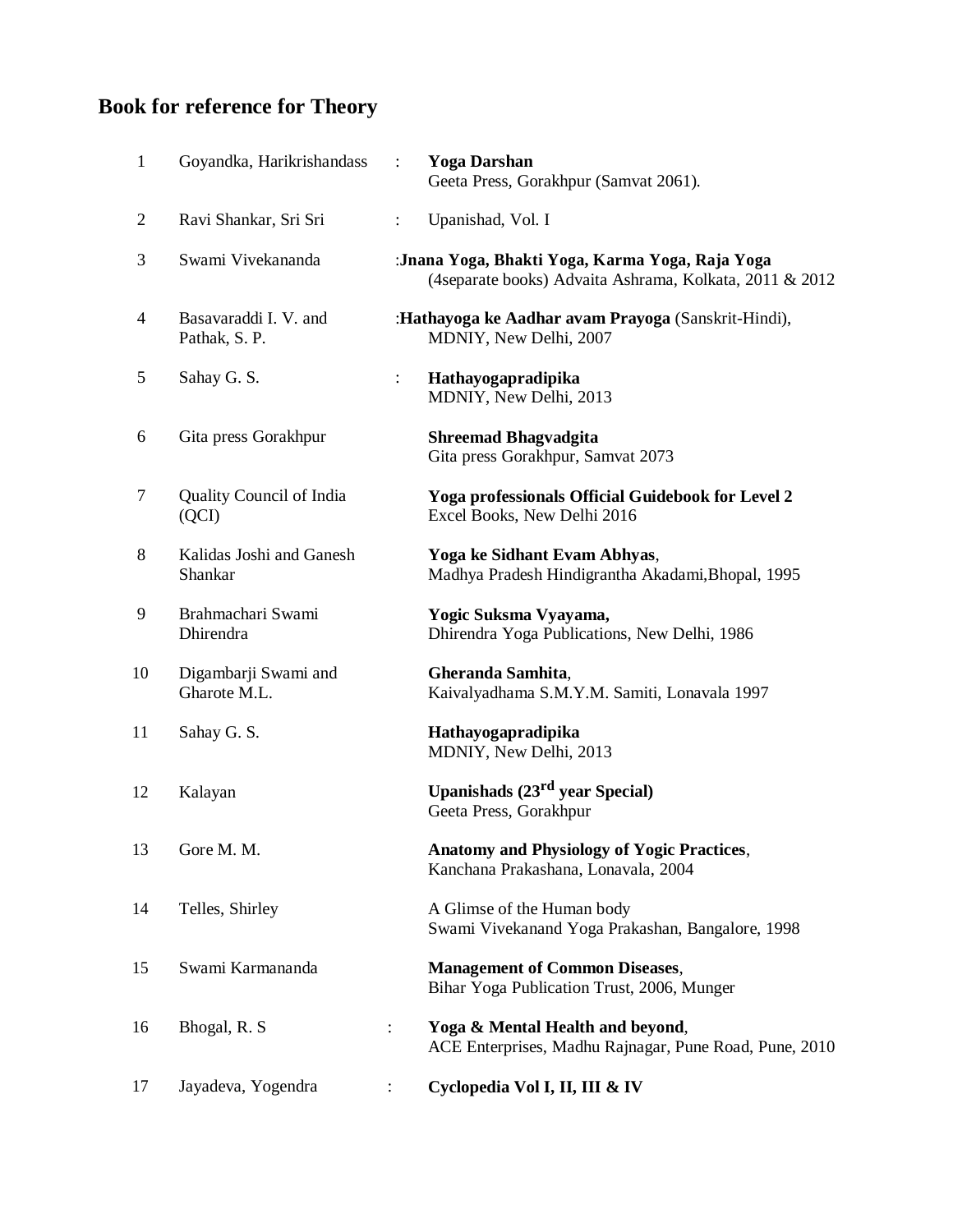## Book for reference for Theory

| | | | |
|---|---|---|---|
| 1 | Goyandka, Harikrishandass | : | **Yoga Darshan**<br>Geeta Press, Gorakhpur (Samvat 2061). |
| 2 | Ravi Shankar, Sri Sri | : | Upanishad, Vol. I |
| 3 | Swami Vivekananda | : | **Jnana Yoga, Bhakti Yoga, Karma Yoga, Raja Yoga**<br>(4separate books) Advaita Ashrama, Kolkata, 2011 & 2012 |
| 4 | Basavaraddi I. V. and Pathak, S. P. | : | **Hathayoga ke Aadhar avam Prayoga** (Sanskrit-Hindi),<br>MDNIY, New Delhi, 2007 |
| 5 | Sahay G. S. | : | **Hathayogapradipika**<br>MDNIY, New Delhi, 2013 |
| 6 | Gita press Gorakhpur | | **Shreemad Bhagvadgita**<br>Gita press Gorakhpur, Samvat 2073 |
| 7 | Quality Council of India (QCI) | | **Yoga professionals Official Guidebook for Level 2**<br>Excel Books, New Delhi 2016 |
| 8 | Kalidas Joshi and Ganesh Shankar | | **Yoga ke Sidhant Evam Abhyas**,<br>Madhya Pradesh Hindigrantha Akadami,Bhopal, 1995 |
| 9 | Brahmachari Swami Dhirendra | | **Yogic Suksma Vyayama,**<br>Dhirendra Yoga Publications, New Delhi, 1986 |
| 10 | Digambarji Swami and Gharote M.L. | | **Gheranda Samhita**,<br>Kaivalyadhama S.M.Y.M. Samiti, Lonavala 1997 |
| 11 | Sahay G. S. | | **Hathayogapradipika**<br>MDNIY, New Delhi, 2013 |
| 12 | Kalayan | | **Upanishads (23rd year Special)**<br>Geeta Press, Gorakhpur |
| 13 | Gore M. M. | | **Anatomy and Physiology of Yogic Practices**,<br>Kanchana Prakashana, Lonavala, 2004 |
| 14 | Telles, Shirley | | A Glimse of the Human body<br>Swami Vivekanand Yoga Prakashan, Bangalore, 1998 |
| 15 | Swami Karmananda | | **Management of Common Diseases**,<br>Bihar Yoga Publication Trust, 2006, Munger |
| 16 | Bhogal, R. S | : | **Yoga & Mental Health and beyond**,<br>ACE Enterprises, Madhu Rajnagar, Pune Road, Pune, 2010 |
| 17 | Jayadeva, Yogendra | : | **Cyclopedia Vol I, II, III & IV** |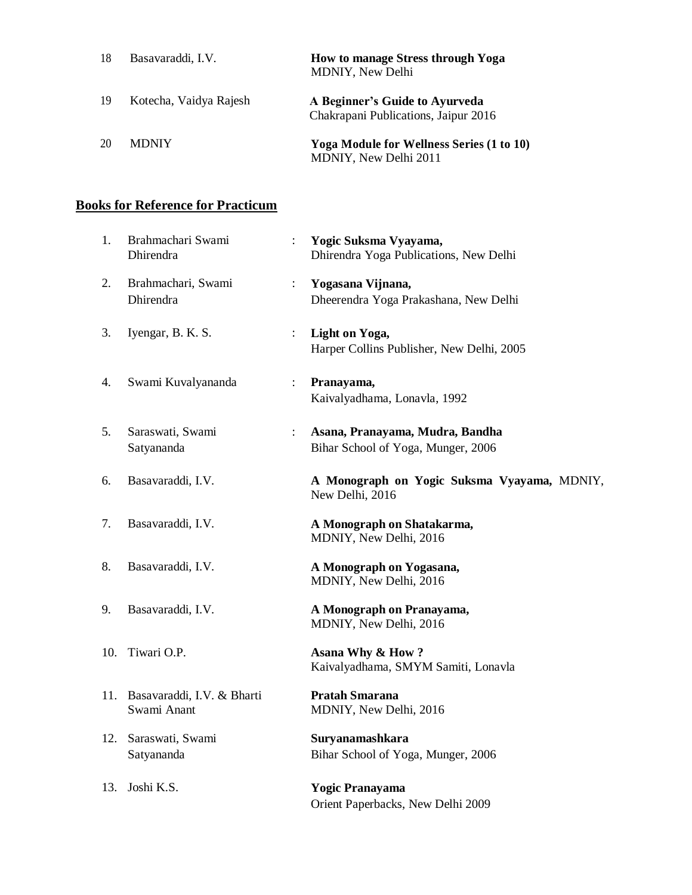| | | | |
|---|---|---|---|
| 18 | Basavaraddi, I.V. | | **How to manage Stress through Yoga** MDNIY, New Delhi |
| 19 | Kotecha, Vaidya Rajesh | | **A Beginner's Guide to Ayurveda** Chakrapani Publications, Jaipur 2016 |
| 20 | MDNIY | | **Yoga Module for Wellness Series (1 to 10)** MDNIY, New Delhi 2011 |

## Books for Reference for Practicum

| | | | |
|---|---|---|---|
| 1. | Brahmachari Swami Dhirendra | : | **Yogic Suksma Vyayama,** Dhirendra Yoga Publications, New Delhi |
| 2. | Brahmachari, Swami Dhirendra | : | **Yogasana Vijnana,** Dheerendra Yoga Prakashana, New Delhi |
| 3. | Iyengar, B. K. S. | : | **Light on Yoga,** Harper Collins Publisher, New Delhi, 2005 |
| 4. | Swami Kuvalyananda | : | **Pranayama,** Kaivalyadhama, Lonavla, 1992 |
| 5. | Saraswati, Swami Satyananda | : | **Asana, Pranayama, Mudra, Bandha** Bihar School of Yoga, Munger, 2006 |
| 6. | Basavaraddi, I.V. | | **A Monograph on Yogic Suksma Vyayama,** MDNIY, New Delhi, 2016 |
| 7. | Basavaraddi, I.V. | | **A Monograph on Shatakarma,** MDNIY, New Delhi, 2016 |
| 8. | Basavaraddi, I.V. | | **A Monograph on Yogasana,** MDNIY, New Delhi, 2016 |
| 9. | Basavaraddi, I.V. | | **A Monograph on Pranayama,** MDNIY, New Delhi, 2016 |
| 10. | Tiwari O.P. | | **Asana Why & How ?** Kaivalyadhama, SMYM Samiti, Lonavla |
| 11. | Basavaraddi, I.V. & Bharti Swami Anant | | **Pratah Smarana** MDNIY, New Delhi, 2016 |
| 12. | Saraswati, Swami Satyananda | | **Suryanamashkara** Bihar School of Yoga, Munger, 2006 |
| 13. | Joshi K.S. | | **Yogic Pranayama** Orient Paperbacks, New Delhi 2009 |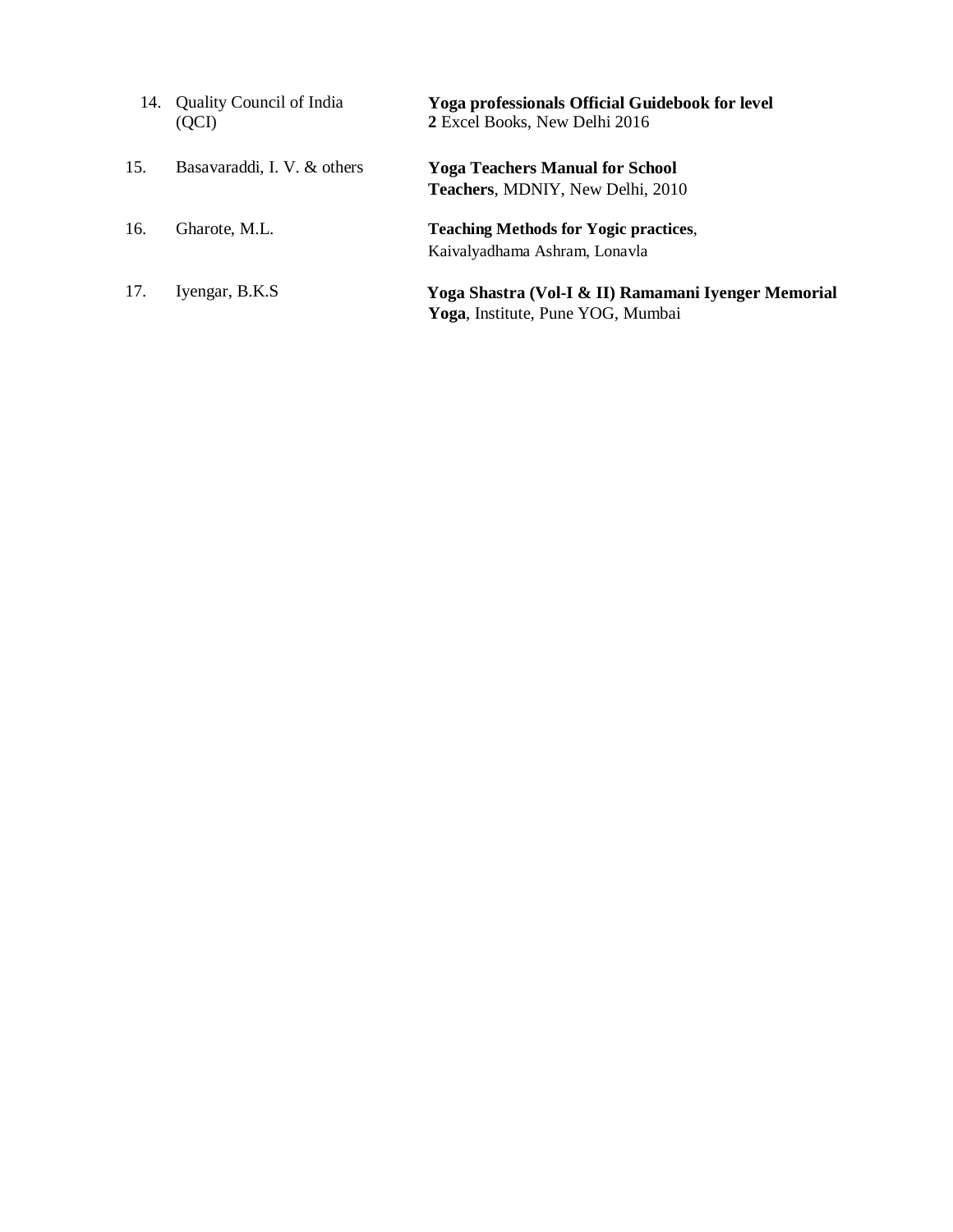| | | |
|---|---|---|
| 14. | Quality Council of India (QCI) | **Yoga professionals Official Guidebook for level 2** Excel Books, New Delhi 2016 |
| 15. | Basavaraddi, I. V. & others | **Yoga Teachers Manual for School Teachers**, MDNIY, New Delhi, 2010 |
| 16. | Gharote, M.L. | **Teaching Methods for Yogic practices**, Kaivalyadhama Ashram, Lonavla |
| 17. | Iyengar, B.K.S | **Yoga Shastra (Vol-I & II) Ramamani Iyenger Memorial Yoga**, Institute, Pune YOG, Mumbai |